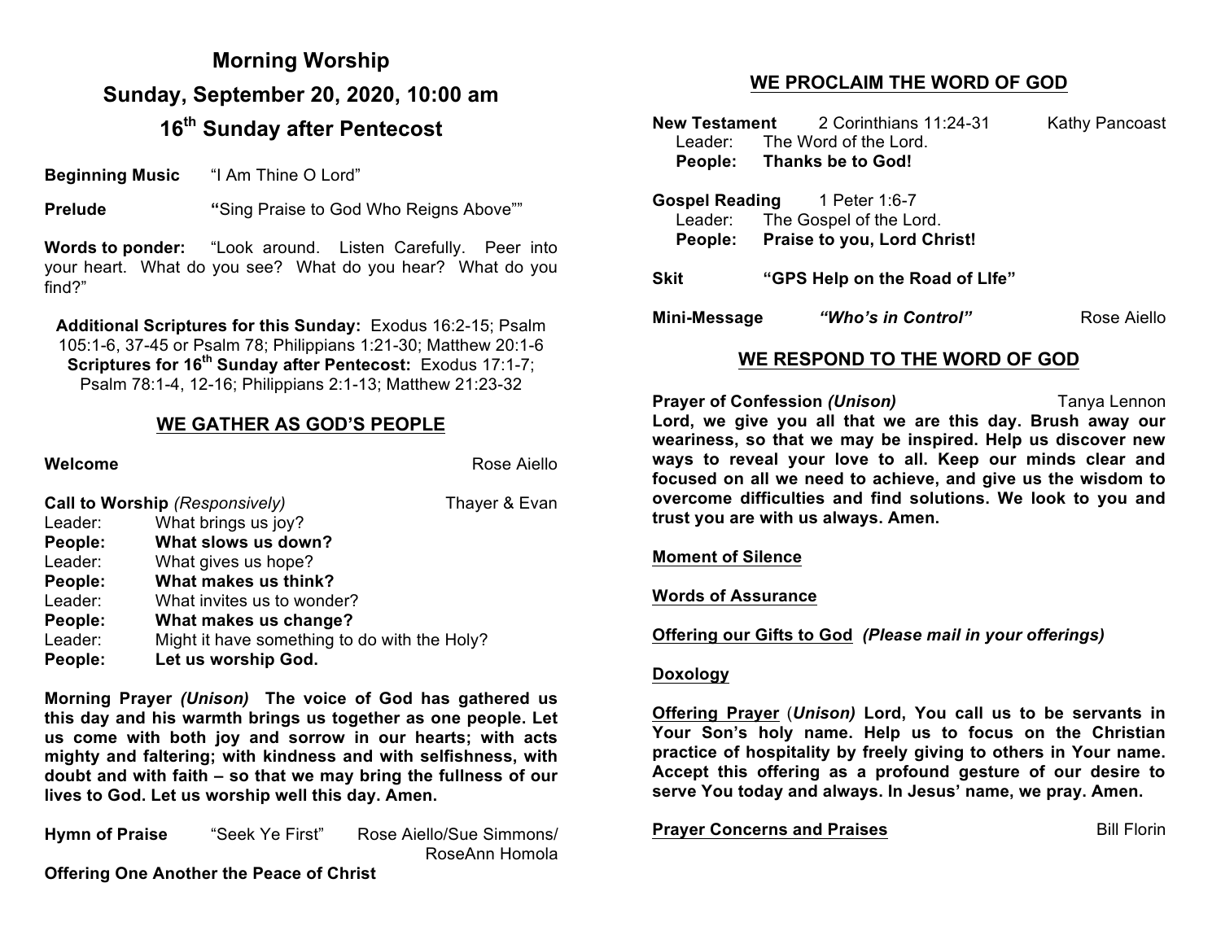# Morning Worship

## Sunday, September 20, 2020, 10:00 am

## 16th Sunday after Pentecost

**Beginning Music** "I Am Thine O Lord"

**Prelude** **"**Sing Praise to God Who Reigns Above""

**Words to ponder:** "Look around. Listen Carefully. Peer into your heart. What do you see? What do you hear? What do you find?"

**Additional Scriptures for this Sunday:** Exodus 16:2-15; Psalm 105:1-6, 37-45 or Psalm 78; Philippians 1:21-30; Matthew 20:1-6
**Scriptures for 16th Sunday after Pentecost:** Exodus 17:1-7; Psalm 78:1-4, 12-16; Philippians 2:1-13; Matthew 21:23-32

## WE GATHER AS GOD'S PEOPLE

**Welcome** Rose Aiello

**Call to Worship** *(Responsively)* Thayer & Evan

Leader: What brings us joy?
**People: What slows us down?**
Leader: What gives us hope?
**People: What makes us think?**
Leader: What invites us to wonder?
**People: What makes us change?**
Leader: Might it have something to do with the Holy?
**People: Let us worship God.**

**Morning Prayer** ***(Unison)*** **The voice of God has gathered us this day and his warmth brings us together as one people. Let us come with both joy and sorrow in our hearts; with acts mighty and faltering; with kindness and with selfishness, with doubt and with faith – so that we may bring the fullness of our lives to God. Let us worship well this day. Amen.**

**Hymn of Praise** "Seek Ye First" Rose Aiello/Sue Simmons/ RoseAnn Homola

**Offering One Another the Peace of Christ**

## WE PROCLAIM THE WORD OF GOD

**New Testament** 2 Corinthians 11:24-31 Kathy Pancoast
Leader: The Word of the Lord.
**People: Thanks be to God!**

**Gospel Reading** 1 Peter 1:6-7
Leader: The Gospel of the Lord.
**People: Praise to you, Lord Christ!**

**Skit** **"GPS Help on the Road of LIfe"**

**Mini-Message** ***"Who's in Control"*** Rose Aiello

## WE RESPOND TO THE WORD OF GOD

**Prayer of Confession** ***(Unison)*** Tanya Lennon
**Lord, we give you all that we are this day. Brush away our weariness, so that we may be inspired. Help us discover new ways to reveal your love to all. Keep our minds clear and focused on all we need to achieve, and give us the wisdom to overcome difficulties and find solutions. We look to you and trust you are with us always. Amen.**

**Moment of Silence**

**Words of Assurance**

**Offering our Gifts to God** ***(Please mail in your offerings)***

**Doxology**

**Offering Prayer** (***Unison)*** **Lord, You call us to be servants in Your Son's holy name. Help us to focus on the Christian practice of hospitality by freely giving to others in Your name. Accept this offering as a profound gesture of our desire to serve You today and always. In Jesus' name, we pray. Amen.**

**Prayer Concerns and Praises** Bill Florin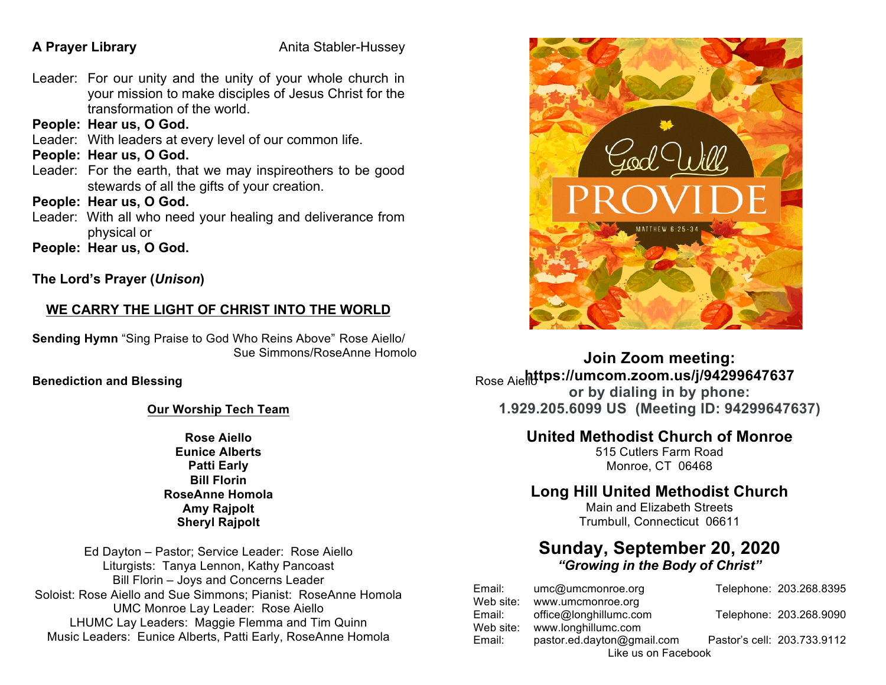**A Prayer Library** Anita Stabler-Hussey

Leader: For our unity and the unity of your whole church in your mission to make disciples of Jesus Christ for the transformation of the world.

**People: Hear us, O God.**

Leader: With leaders at every level of our common life.

**People: Hear us, O God.**

Leader: For the earth, that we may inspireothers to be good stewards of all the gifts of your creation.

**People: Hear us, O God.**

Leader: With all who need your healing and deliverance from physical or

**People: Hear us, O God.**

**The Lord's Prayer (*Unison*)**

## WE CARRY THE LIGHT OF CHRIST INTO THE WORLD

**Sending Hymn** "Sing Praise to God Who Reins Above" Rose Aiello/ Sue Simmons/RoseAnne Homolo

**Benediction and Blessing**

**Our Worship Tech Team**

**Rose Aiello**
**Eunice Alberts**
**Patti Early**
**Bill Florin**
**RoseAnne Homola**
**Amy Rajpolt**
**Sheryl Rajpolt**

Ed Dayton – Pastor; Service Leader: Rose Aiello
Liturgists: Tanya Lennon, Kathy Pancoast
Bill Florin – Joys and Concerns Leader
Soloist: Rose Aiello and Sue Simmons; Pianist: RoseAnne Homola
UMC Monroe Lay Leader: Rose Aiello
LHUMC Lay Leaders: Maggie Flemma and Tim Quinn
Music Leaders: Eunice Alberts, Patti Early, RoseAnne Homola

God Will PROVIDE
MATTHEW 6:25-34

**Join Zoom meeting:**
Rose Aiello **https://umcom.zoom.us/j/94299647637**
**or by dialing in by phone:**
**1.929.205.6099 US (Meeting ID: 94299647637)**

## United Methodist Church of Monroe

515 Cutlers Farm Road
Monroe, CT 06468

## Long Hill United Methodist Church

Main and Elizabeth Streets
Trumbull, Connecticut 06611

# Sunday, September 20, 2020

***"Growing in the Body of Christ"***

| | | |
|---|---|---|
| Email: | umc@umcmonroe.org | Telephone: 203.268.8395 |
| Web site: | www.umcmonroe.org | |
| Email: | office@longhillumc.com | Telephone: 203.268.9090 |
| Web site: | www.longhillumc.com | |
| Email: | pastor.ed.dayton@gmail.com | Pastor's cell: 203.733.9112 |

Like us on Facebook